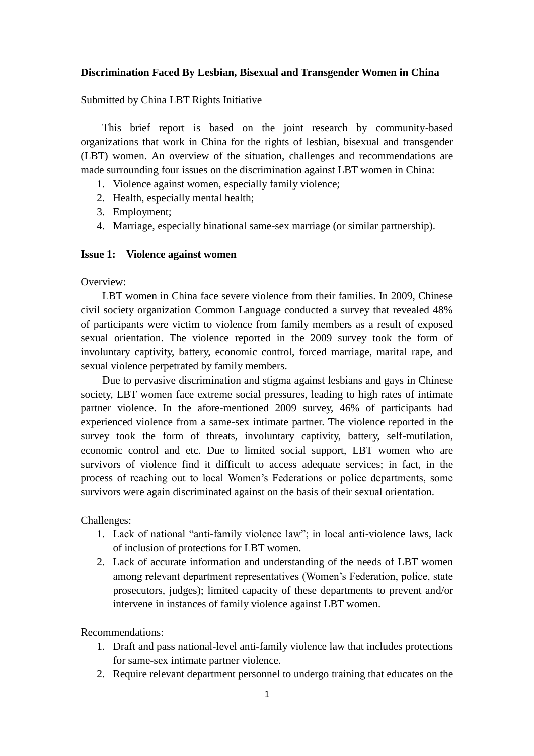**Discrimination Faced By Lesbian, Bisexual and Transgender Women in China**

Submitted by China LBT Rights Initiative

This brief report is based on the joint research by community-based organizations that work in China for the rights of lesbian, bisexual and transgender (LBT) women. An overview of the situation, challenges and recommendations are made surrounding four issues on the discrimination against LBT women in China:

1. Violence against women, especially family violence;
2. Health, especially mental health;
3. Employment;
4. Marriage, especially binational same-sex marriage (or similar partnership).

**Issue 1: Violence against women**

Overview:

LBT women in China face severe violence from their families. In 2009, Chinese civil society organization Common Language conducted a survey that revealed 48% of participants were victim to violence from family members as a result of exposed sexual orientation. The violence reported in the 2009 survey took the form of involuntary captivity, battery, economic control, forced marriage, marital rape, and sexual violence perpetrated by family members.

Due to pervasive discrimination and stigma against lesbians and gays in Chinese society, LBT women face extreme social pressures, leading to high rates of intimate partner violence. In the afore-mentioned 2009 survey, 46% of participants had experienced violence from a same-sex intimate partner. The violence reported in the survey took the form of threats, involuntary captivity, battery, self-mutilation, economic control and etc. Due to limited social support, LBT women who are survivors of violence find it difficult to access adequate services; in fact, in the process of reaching out to local Women's Federations or police departments, some survivors were again discriminated against on the basis of their sexual orientation.

Challenges:

1. Lack of national "anti-family violence law"; in local anti-violence laws, lack of inclusion of protections for LBT women.
2. Lack of accurate information and understanding of the needs of LBT women among relevant department representatives (Women's Federation, police, state prosecutors, judges); limited capacity of these departments to prevent and/or intervene in instances of family violence against LBT women.

Recommendations:

1. Draft and pass national-level anti-family violence law that includes protections for same-sex intimate partner violence.
2. Require relevant department personnel to undergo training that educates on the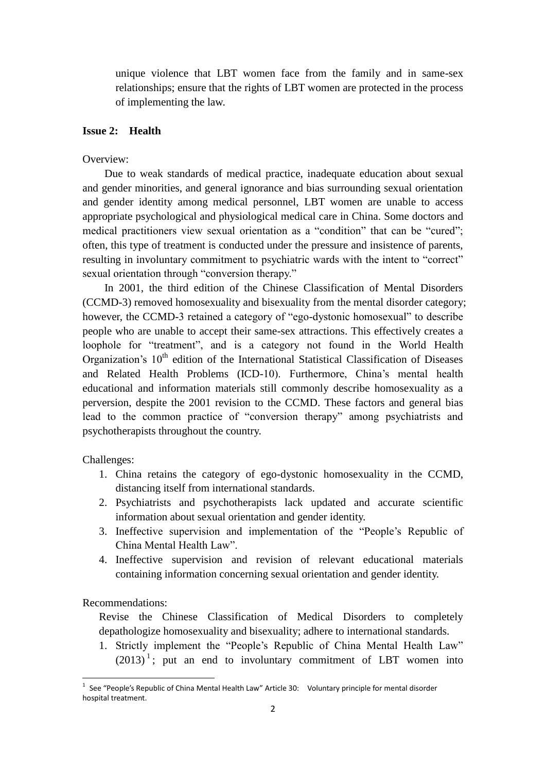unique violence that LBT women face from the family and in same-sex relationships; ensure that the rights of LBT women are protected in the process of implementing the law.

**Issue 2: Health**

Overview:

Due to weak standards of medical practice, inadequate education about sexual and gender minorities, and general ignorance and bias surrounding sexual orientation and gender identity among medical personnel, LBT women are unable to access appropriate psychological and physiological medical care in China. Some doctors and medical practitioners view sexual orientation as a "condition" that can be "cured"; often, this type of treatment is conducted under the pressure and insistence of parents, resulting in involuntary commitment to psychiatric wards with the intent to "correct" sexual orientation through "conversion therapy."

In 2001, the third edition of the Chinese Classification of Mental Disorders (CCMD-3) removed homosexuality and bisexuality from the mental disorder category; however, the CCMD-3 retained a category of "ego-dystonic homosexual" to describe people who are unable to accept their same-sex attractions. This effectively creates a loophole for "treatment", and is a category not found in the World Health Organization's 10th edition of the International Statistical Classification of Diseases and Related Health Problems (ICD-10). Furthermore, China's mental health educational and information materials still commonly describe homosexuality as a perversion, despite the 2001 revision to the CCMD. These factors and general bias lead to the common practice of "conversion therapy" among psychiatrists and psychotherapists throughout the country.

Challenges:

1. China retains the category of ego-dystonic homosexuality in the CCMD, distancing itself from international standards.
2. Psychiatrists and psychotherapists lack updated and accurate scientific information about sexual orientation and gender identity.
3. Ineffective supervision and implementation of the "People's Republic of China Mental Health Law".
4. Ineffective supervision and revision of relevant educational materials containing information concerning sexual orientation and gender identity.

Recommendations:

Revise the Chinese Classification of Medical Disorders to completely depathologize homosexuality and bisexuality; adhere to international standards.

1. Strictly implement the "People's Republic of China Mental Health Law" (2013)[1]; put an end to involuntary commitment of LBT women into

[1] See "People's Republic of China Mental Health Law" Article 30: Voluntary principle for mental disorder hospital treatment.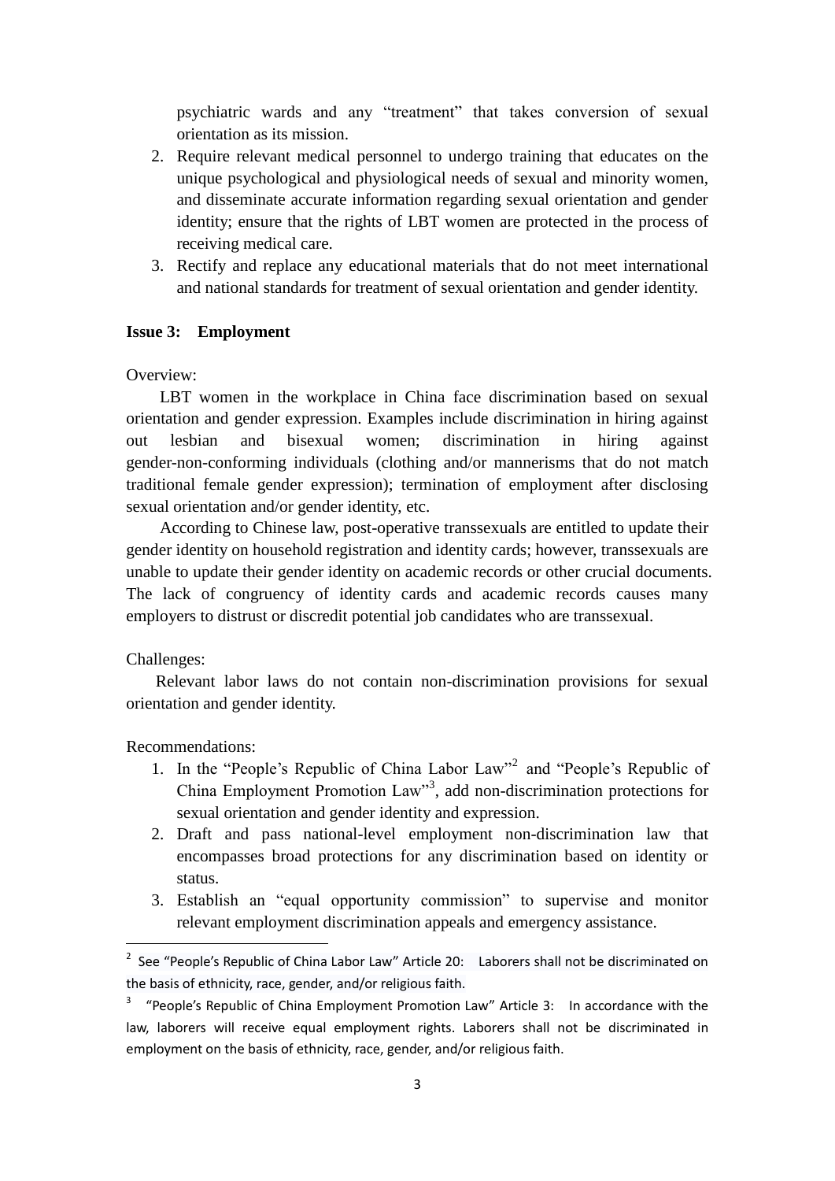psychiatric wards and any "treatment" that takes conversion of sexual orientation as its mission.

2. Require relevant medical personnel to undergo training that educates on the unique psychological and physiological needs of sexual and minority women, and disseminate accurate information regarding sexual orientation and gender identity; ensure that the rights of LBT women are protected in the process of receiving medical care.
3. Rectify and replace any educational materials that do not meet international and national standards for treatment of sexual orientation and gender identity.

**Issue 3: Employment**

Overview:

LBT women in the workplace in China face discrimination based on sexual orientation and gender expression. Examples include discrimination in hiring against out lesbian and bisexual women; discrimination in hiring against gender-non-conforming individuals (clothing and/or mannerisms that do not match traditional female gender expression); termination of employment after disclosing sexual orientation and/or gender identity, etc.

According to Chinese law, post-operative transsexuals are entitled to update their gender identity on household registration and identity cards; however, transsexuals are unable to update their gender identity on academic records or other crucial documents. The lack of congruency of identity cards and academic records causes many employers to distrust or discredit potential job candidates who are transsexual.

Challenges:

Relevant labor laws do not contain non-discrimination provisions for sexual orientation and gender identity.

Recommendations:

1. In the "People's Republic of China Labor Law"[2] and "People's Republic of China Employment Promotion Law"[3], add non-discrimination protections for sexual orientation and gender identity and expression.
2. Draft and pass national-level employment non-discrimination law that encompasses broad protections for any discrimination based on identity or status.
3. Establish an "equal opportunity commission" to supervise and monitor relevant employment discrimination appeals and emergency assistance.

---

[2] See "People's Republic of China Labor Law" Article 20: Laborers shall not be discriminated on the basis of ethnicity, race, gender, and/or religious faith.

[3] "People's Republic of China Employment Promotion Law" Article 3: In accordance with the law, laborers will receive equal employment rights. Laborers shall not be discriminated in employment on the basis of ethnicity, race, gender, and/or religious faith.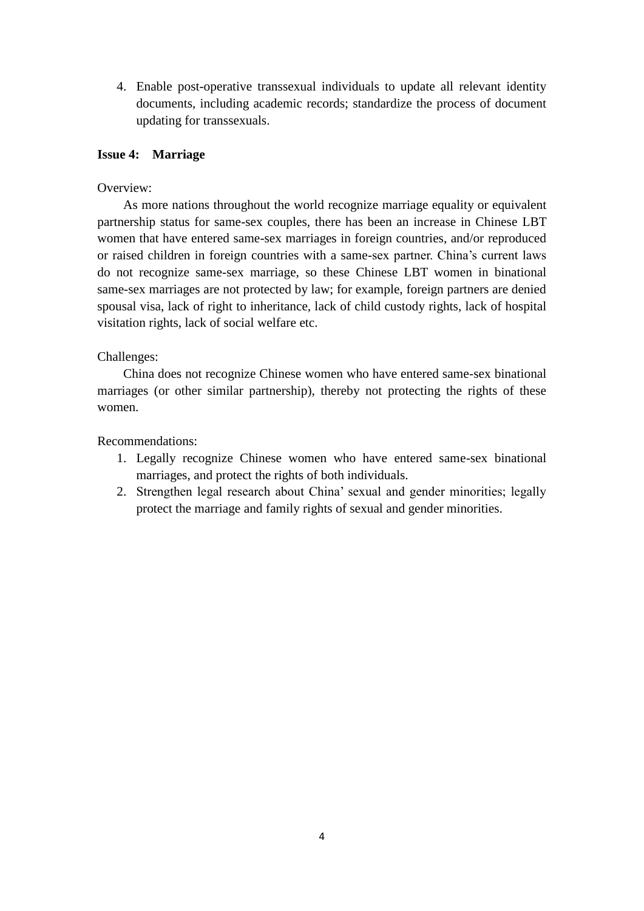4. Enable post-operative transsexual individuals to update all relevant identity documents, including academic records; standardize the process of document updating for transsexuals.

**Issue 4: Marriage**

Overview:

As more nations throughout the world recognize marriage equality or equivalent partnership status for same-sex couples, there has been an increase in Chinese LBT women that have entered same-sex marriages in foreign countries, and/or reproduced or raised children in foreign countries with a same-sex partner. China's current laws do not recognize same-sex marriage, so these Chinese LBT women in binational same-sex marriages are not protected by law; for example, foreign partners are denied spousal visa, lack of right to inheritance, lack of child custody rights, lack of hospital visitation rights, lack of social welfare etc.

Challenges:

China does not recognize Chinese women who have entered same-sex binational marriages (or other similar partnership), thereby not protecting the rights of these women.

Recommendations:

1. Legally recognize Chinese women who have entered same-sex binational marriages, and protect the rights of both individuals.
2. Strengthen legal research about China' sexual and gender minorities; legally protect the marriage and family rights of sexual and gender minorities.